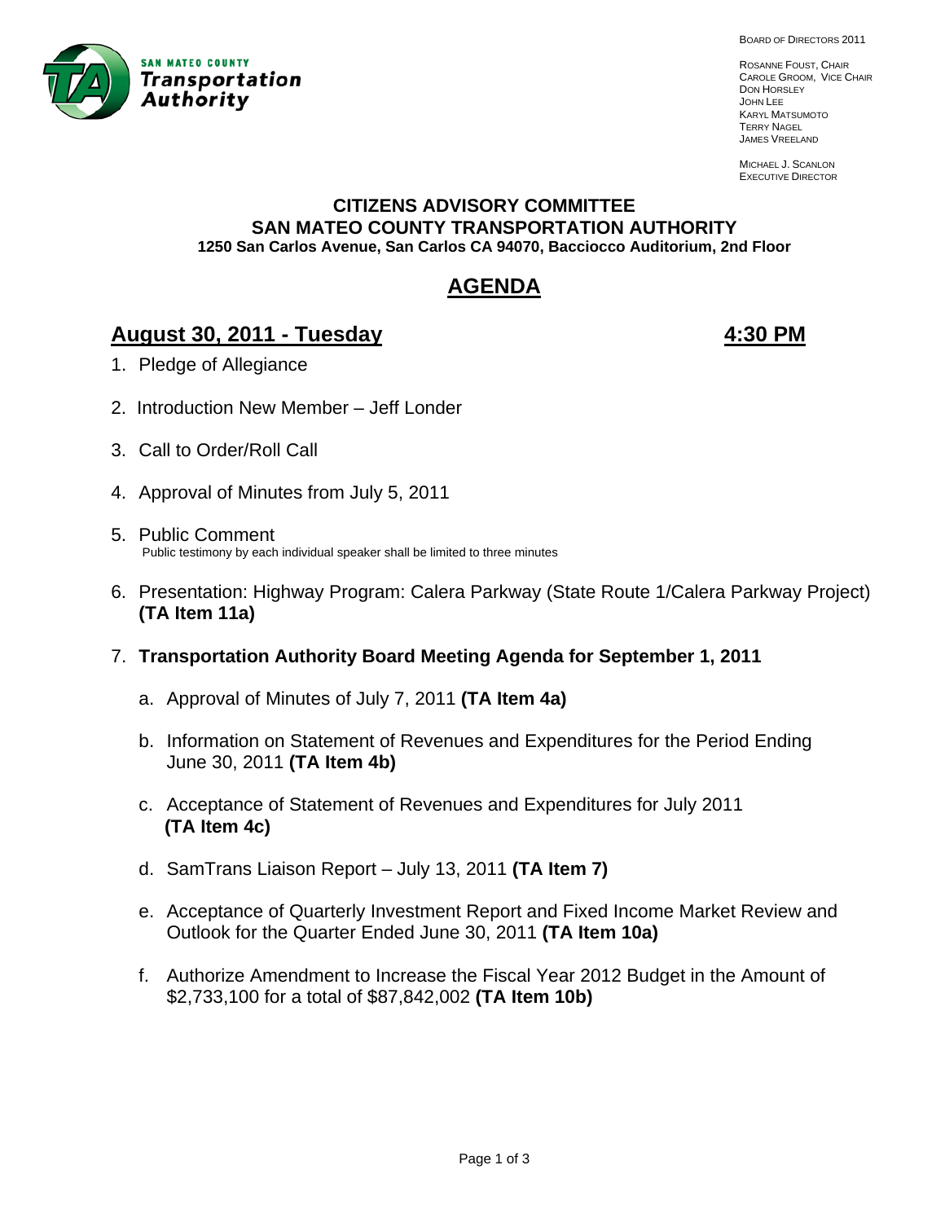SAN MATEO COUNTY
**Transportation Authority**

BOARD OF DIRECTORS 2011

ROSANNE FOUST, CHAIR
CAROLE GROOM, VICE CHAIR
DON HORSLEY
JOHN LEE
KARYL MATSUMOTO
TERRY NAGEL
JAMES VREELAND

MICHAEL J. SCANLON
EXECUTIVE DIRECTOR

**CITIZENS ADVISORY COMMITTEE**
**SAN MATEO COUNTY TRANSPORTATION AUTHORITY**
**1250 San Carlos Avenue, San Carlos CA 94070, Bacciocco Auditorium, 2nd Floor**

# AGENDA

## August 30, 2011 - Tuesday 4:30 PM

1. Pledge of Allegiance

2. Introduction New Member – Jeff Londer

3. Call to Order/Roll Call

4. Approval of Minutes from July 5, 2011

5. Public Comment
   Public testimony by each individual speaker shall be limited to three minutes

6. Presentation: Highway Program: Calera Parkway (State Route 1/Calera Parkway Project) **(TA Item 11a)**

7. **Transportation Authority Board Meeting Agenda for September 1, 2011**

   a. Approval of Minutes of July 7, 2011 **(TA Item 4a)**

   b. Information on Statement of Revenues and Expenditures for the Period Ending June 30, 2011 **(TA Item 4b)**

   c. Acceptance of Statement of Revenues and Expenditures for July 2011 **(TA Item 4c)**

   d. SamTrans Liaison Report – July 13, 2011 **(TA Item 7)**

   e. Acceptance of Quarterly Investment Report and Fixed Income Market Review and Outlook for the Quarter Ended June 30, 2011 **(TA Item 10a)**

   f. Authorize Amendment to Increase the Fiscal Year 2012 Budget in the Amount of $2,733,100 for a total of $87,842,002 **(TA Item 10b)**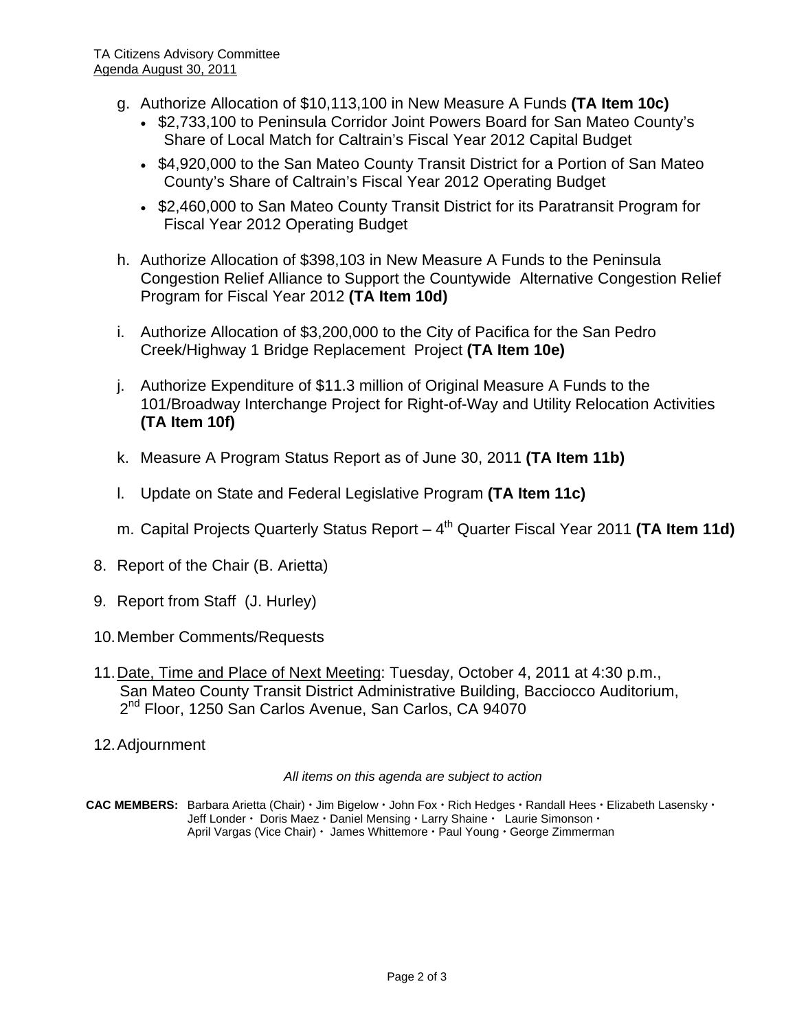g. Authorize Allocation of $10,113,100 in New Measure A Funds **(TA Item 10c)**
   - $2,733,100 to Peninsula Corridor Joint Powers Board for San Mateo County's Share of Local Match for Caltrain's Fiscal Year 2012 Capital Budget
   - $4,920,000 to the San Mateo County Transit District for a Portion of San Mateo County's Share of Caltrain's Fiscal Year 2012 Operating Budget
   - $2,460,000 to San Mateo County Transit District for its Paratransit Program for Fiscal Year 2012 Operating Budget

h. Authorize Allocation of $398,103 in New Measure A Funds to the Peninsula Congestion Relief Alliance to Support the Countywide Alternative Congestion Relief Program for Fiscal Year 2012 **(TA Item 10d)**

i. Authorize Allocation of $3,200,000 to the City of Pacifica for the San Pedro Creek/Highway 1 Bridge Replacement Project **(TA Item 10e)**

j. Authorize Expenditure of $11.3 million of Original Measure A Funds to the 101/Broadway Interchange Project for Right-of-Way and Utility Relocation Activities **(TA Item 10f)**

k. Measure A Program Status Report as of June 30, 2011 **(TA Item 11b)**

l. Update on State and Federal Legislative Program **(TA Item 11c)**

m. Capital Projects Quarterly Status Report – 4th Quarter Fiscal Year 2011 **(TA Item 11d)**

8. Report of the Chair (B. Arietta)

9. Report from Staff (J. Hurley)

10. Member Comments/Requests

11. Date, Time and Place of Next Meeting: Tuesday, October 4, 2011 at 4:30 p.m., San Mateo County Transit District Administrative Building, Bacciocco Auditorium, 2nd Floor, 1250 San Carlos Avenue, San Carlos, CA 94070

12. Adjournment

*All items on this agenda are subject to action*

**CAC MEMBERS:** Barbara Arietta (Chair) • Jim Bigelow • John Fox • Rich Hedges • Randall Hees • Elizabeth Lasensky • Jeff Londer • Doris Maez • Daniel Mensing • Larry Shaine • Laurie Simonson • April Vargas (Vice Chair) • James Whittemore • Paul Young • George Zimmerman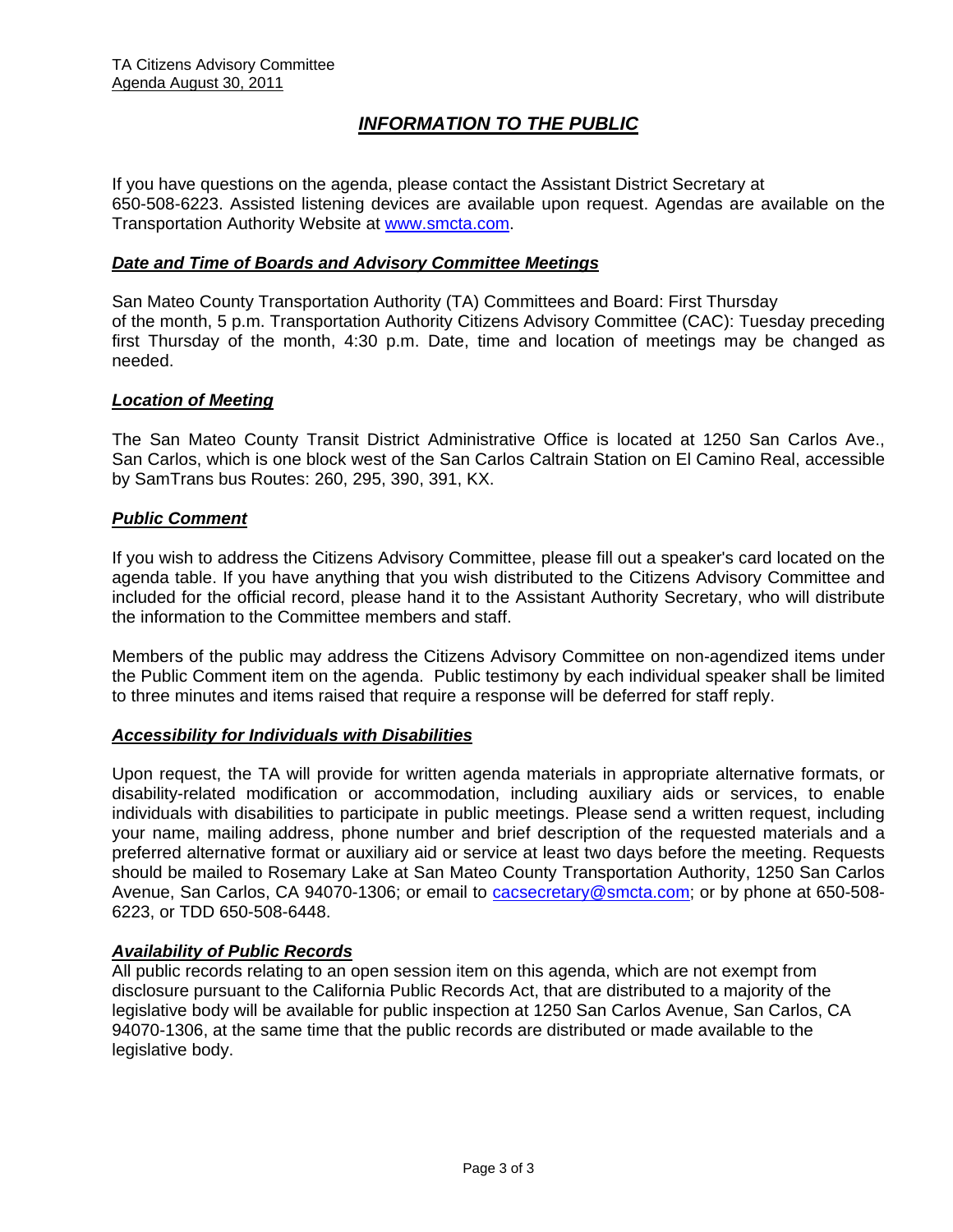TA Citizens Advisory Committee
Agenda August 30, 2011

# *INFORMATION TO THE PUBLIC*

If you have questions on the agenda, please contact the Assistant District Secretary at 650-508-6223. Assisted listening devices are available upon request. Agendas are available on the Transportation Authority Website at www.smcta.com.

## *Date and Time of Boards and Advisory Committee Meetings*

San Mateo County Transportation Authority (TA) Committees and Board: First Thursday of the month, 5 p.m. Transportation Authority Citizens Advisory Committee (CAC): Tuesday preceding first Thursday of the month, 4:30 p.m. Date, time and location of meetings may be changed as needed.

## *Location of Meeting*

The San Mateo County Transit District Administrative Office is located at 1250 San Carlos Ave., San Carlos, which is one block west of the San Carlos Caltrain Station on El Camino Real, accessible by SamTrans bus Routes: 260, 295, 390, 391, KX.

## *Public Comment*

If you wish to address the Citizens Advisory Committee, please fill out a speaker's card located on the agenda table. If you have anything that you wish distributed to the Citizens Advisory Committee and included for the official record, please hand it to the Assistant Authority Secretary, who will distribute the information to the Committee members and staff.

Members of the public may address the Citizens Advisory Committee on non-agendized items under the Public Comment item on the agenda. Public testimony by each individual speaker shall be limited to three minutes and items raised that require a response will be deferred for staff reply.

## *Accessibility for Individuals with Disabilities*

Upon request, the TA will provide for written agenda materials in appropriate alternative formats, or disability-related modification or accommodation, including auxiliary aids or services, to enable individuals with disabilities to participate in public meetings. Please send a written request, including your name, mailing address, phone number and brief description of the requested materials and a preferred alternative format or auxiliary aid or service at least two days before the meeting. Requests should be mailed to Rosemary Lake at San Mateo County Transportation Authority, 1250 San Carlos Avenue, San Carlos, CA 94070-1306; or email to cacsecretary@smcta.com; or by phone at 650-508-6223, or TDD 650-508-6448.

## *Availability of Public Records*

All public records relating to an open session item on this agenda, which are not exempt from disclosure pursuant to the California Public Records Act, that are distributed to a majority of the legislative body will be available for public inspection at 1250 San Carlos Avenue, San Carlos, CA 94070-1306, at the same time that the public records are distributed or made available to the legislative body.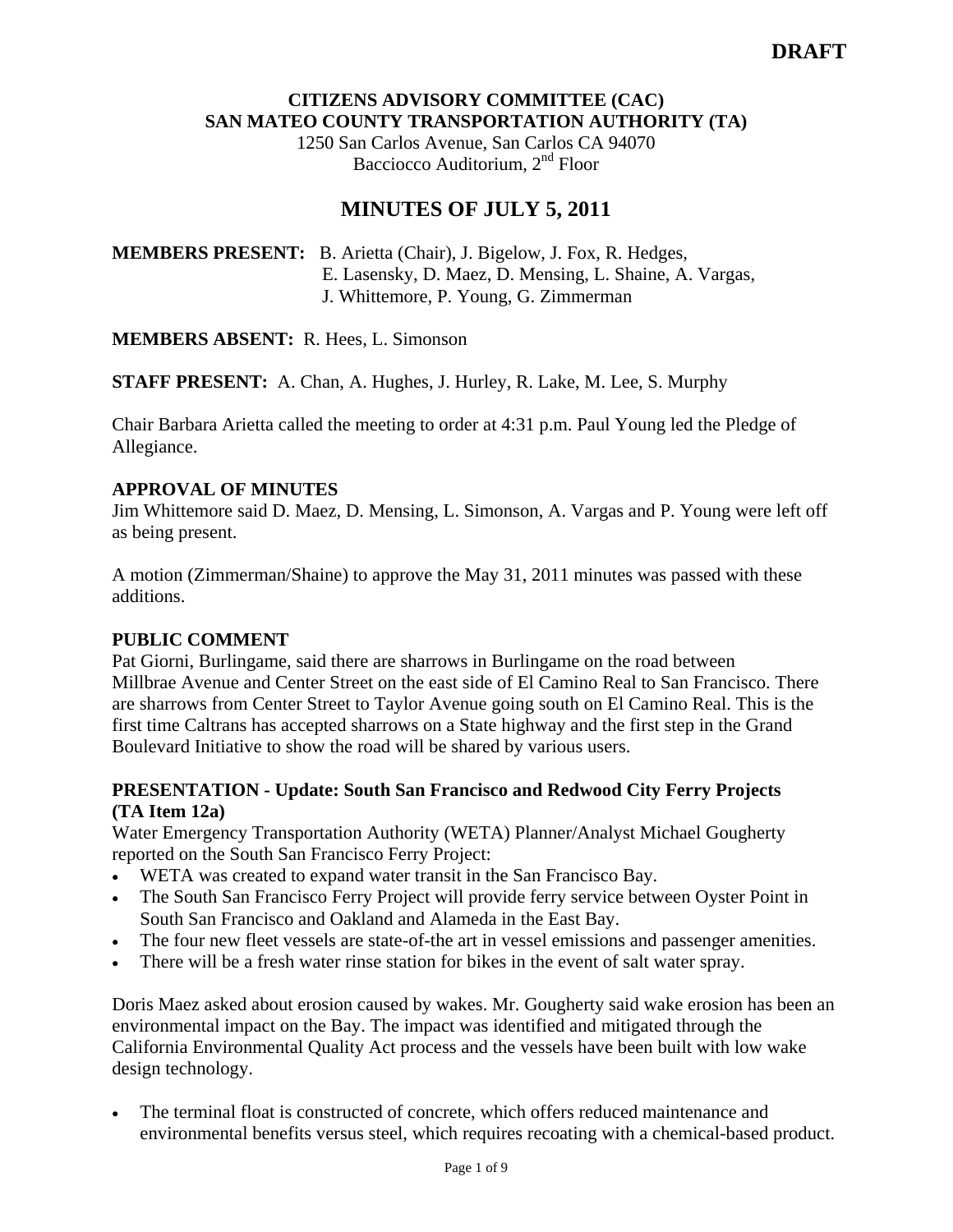**DRAFT**

**CITIZENS ADVISORY COMMITTEE (CAC)**
**SAN MATEO COUNTY TRANSPORTATION AUTHORITY (TA)**
1250 San Carlos Avenue, San Carlos CA 94070
Bacciocco Auditorium, 2nd Floor

# MINUTES OF JULY 5, 2011

**MEMBERS PRESENT:** B. Arietta (Chair), J. Bigelow, J. Fox, R. Hedges, E. Lasensky, D. Maez, D. Mensing, L. Shaine, A. Vargas, J. Whittemore, P. Young, G. Zimmerman

**MEMBERS ABSENT:** R. Hees, L. Simonson

**STAFF PRESENT:** A. Chan, A. Hughes, J. Hurley, R. Lake, M. Lee, S. Murphy

Chair Barbara Arietta called the meeting to order at 4:31 p.m. Paul Young led the Pledge of Allegiance.

**APPROVAL OF MINUTES**

Jim Whittemore said D. Maez, D. Mensing, L. Simonson, A. Vargas and P. Young were left off as being present.

A motion (Zimmerman/Shaine) to approve the May 31, 2011 minutes was passed with these additions.

**PUBLIC COMMENT**

Pat Giorni, Burlingame, said there are sharrows in Burlingame on the road between Millbrae Avenue and Center Street on the east side of El Camino Real to San Francisco. There are sharrows from Center Street to Taylor Avenue going south on El Camino Real. This is the first time Caltrans has accepted sharrows on a State highway and the first step in the Grand Boulevard Initiative to show the road will be shared by various users.

**PRESENTATION - Update: South San Francisco and Redwood City Ferry Projects (TA Item 12a)**

Water Emergency Transportation Authority (WETA) Planner/Analyst Michael Gougherty reported on the South San Francisco Ferry Project:

- WETA was created to expand water transit in the San Francisco Bay.
- The South San Francisco Ferry Project will provide ferry service between Oyster Point in South San Francisco and Oakland and Alameda in the East Bay.
- The four new fleet vessels are state-of-the art in vessel emissions and passenger amenities.
- There will be a fresh water rinse station for bikes in the event of salt water spray.

Doris Maez asked about erosion caused by wakes. Mr. Gougherty said wake erosion has been an environmental impact on the Bay. The impact was identified and mitigated through the California Environmental Quality Act process and the vessels have been built with low wake design technology.

- The terminal float is constructed of concrete, which offers reduced maintenance and environmental benefits versus steel, which requires recoating with a chemical-based product.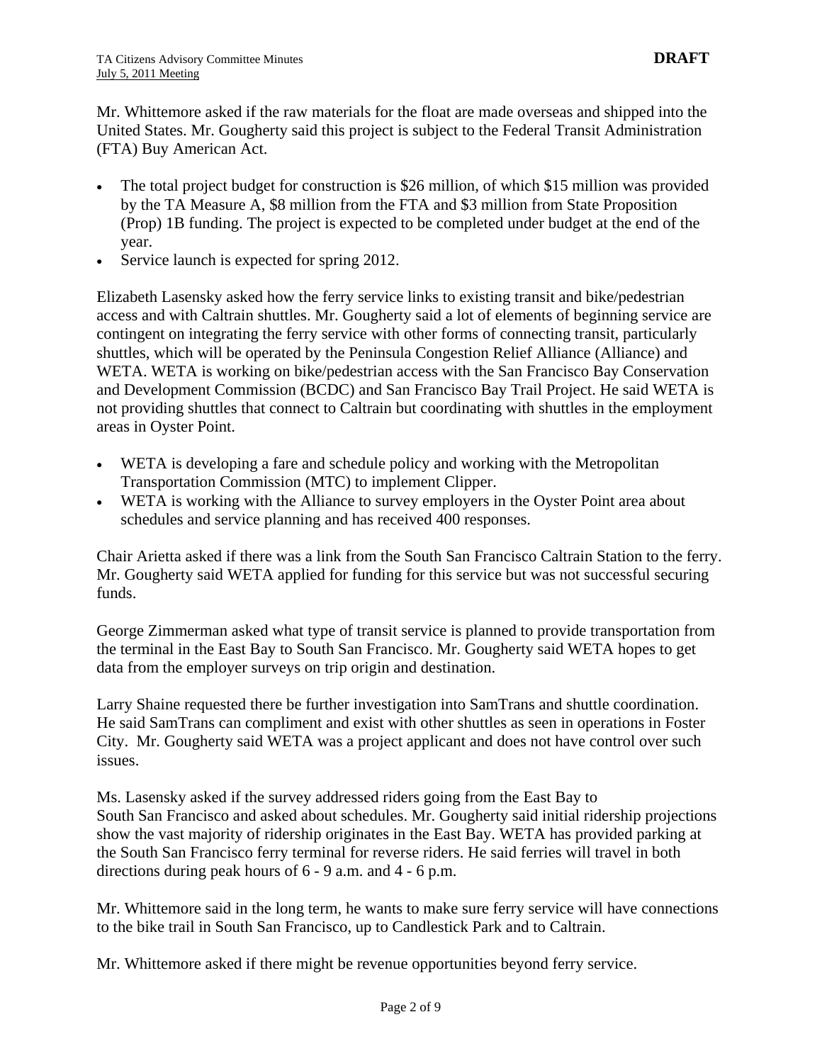Mr. Whittemore asked if the raw materials for the float are made overseas and shipped into the United States. Mr. Gougherty said this project is subject to the Federal Transit Administration (FTA) Buy American Act.

- The total project budget for construction is $26 million, of which $15 million was provided by the TA Measure A, $8 million from the FTA and $3 million from State Proposition (Prop) 1B funding. The project is expected to be completed under budget at the end of the year.
- Service launch is expected for spring 2012.

Elizabeth Lasensky asked how the ferry service links to existing transit and bike/pedestrian access and with Caltrain shuttles. Mr. Gougherty said a lot of elements of beginning service are contingent on integrating the ferry service with other forms of connecting transit, particularly shuttles, which will be operated by the Peninsula Congestion Relief Alliance (Alliance) and WETA. WETA is working on bike/pedestrian access with the San Francisco Bay Conservation and Development Commission (BCDC) and San Francisco Bay Trail Project. He said WETA is not providing shuttles that connect to Caltrain but coordinating with shuttles in the employment areas in Oyster Point.

- WETA is developing a fare and schedule policy and working with the Metropolitan Transportation Commission (MTC) to implement Clipper.
- WETA is working with the Alliance to survey employers in the Oyster Point area about schedules and service planning and has received 400 responses.

Chair Arietta asked if there was a link from the South San Francisco Caltrain Station to the ferry. Mr. Gougherty said WETA applied for funding for this service but was not successful securing funds.

George Zimmerman asked what type of transit service is planned to provide transportation from the terminal in the East Bay to South San Francisco. Mr. Gougherty said WETA hopes to get data from the employer surveys on trip origin and destination.

Larry Shaine requested there be further investigation into SamTrans and shuttle coordination. He said SamTrans can compliment and exist with other shuttles as seen in operations in Foster City. Mr. Gougherty said WETA was a project applicant and does not have control over such issues.

Ms. Lasensky asked if the survey addressed riders going from the East Bay to South San Francisco and asked about schedules. Mr. Gougherty said initial ridership projections show the vast majority of ridership originates in the East Bay. WETA has provided parking at the South San Francisco ferry terminal for reverse riders. He said ferries will travel in both directions during peak hours of 6 - 9 a.m. and 4 - 6 p.m.

Mr. Whittemore said in the long term, he wants to make sure ferry service will have connections to the bike trail in South San Francisco, up to Candlestick Park and to Caltrain.

Mr. Whittemore asked if there might be revenue opportunities beyond ferry service.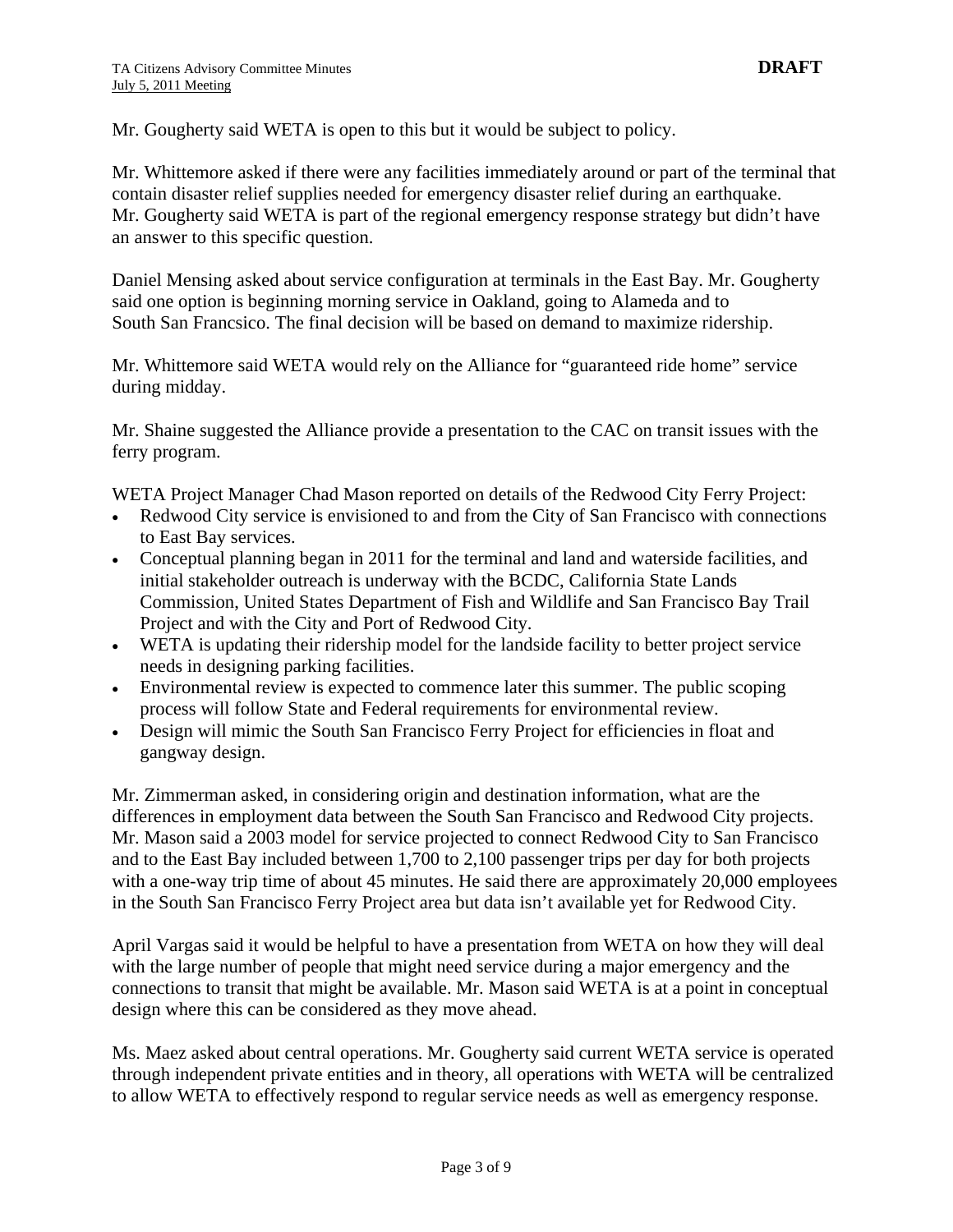Mr. Gougherty said WETA is open to this but it would be subject to policy.

Mr. Whittemore asked if there were any facilities immediately around or part of the terminal that contain disaster relief supplies needed for emergency disaster relief during an earthquake. Mr. Gougherty said WETA is part of the regional emergency response strategy but didn't have an answer to this specific question.

Daniel Mensing asked about service configuration at terminals in the East Bay. Mr. Gougherty said one option is beginning morning service in Oakland, going to Alameda and to South San Francsico. The final decision will be based on demand to maximize ridership.

Mr. Whittemore said WETA would rely on the Alliance for "guaranteed ride home" service during midday.

Mr. Shaine suggested the Alliance provide a presentation to the CAC on transit issues with the ferry program.

WETA Project Manager Chad Mason reported on details of the Redwood City Ferry Project:

- Redwood City service is envisioned to and from the City of San Francisco with connections to East Bay services.
- Conceptual planning began in 2011 for the terminal and land and waterside facilities, and initial stakeholder outreach is underway with the BCDC, California State Lands Commission, United States Department of Fish and Wildlife and San Francisco Bay Trail Project and with the City and Port of Redwood City.
- WETA is updating their ridership model for the landside facility to better project service needs in designing parking facilities.
- Environmental review is expected to commence later this summer. The public scoping process will follow State and Federal requirements for environmental review.
- Design will mimic the South San Francisco Ferry Project for efficiencies in float and gangway design.

Mr. Zimmerman asked, in considering origin and destination information, what are the differences in employment data between the South San Francisco and Redwood City projects. Mr. Mason said a 2003 model for service projected to connect Redwood City to San Francisco and to the East Bay included between 1,700 to 2,100 passenger trips per day for both projects with a one-way trip time of about 45 minutes. He said there are approximately 20,000 employees in the South San Francisco Ferry Project area but data isn't available yet for Redwood City.

April Vargas said it would be helpful to have a presentation from WETA on how they will deal with the large number of people that might need service during a major emergency and the connections to transit that might be available. Mr. Mason said WETA is at a point in conceptual design where this can be considered as they move ahead.

Ms. Maez asked about central operations. Mr. Gougherty said current WETA service is operated through independent private entities and in theory, all operations with WETA will be centralized to allow WETA to effectively respond to regular service needs as well as emergency response.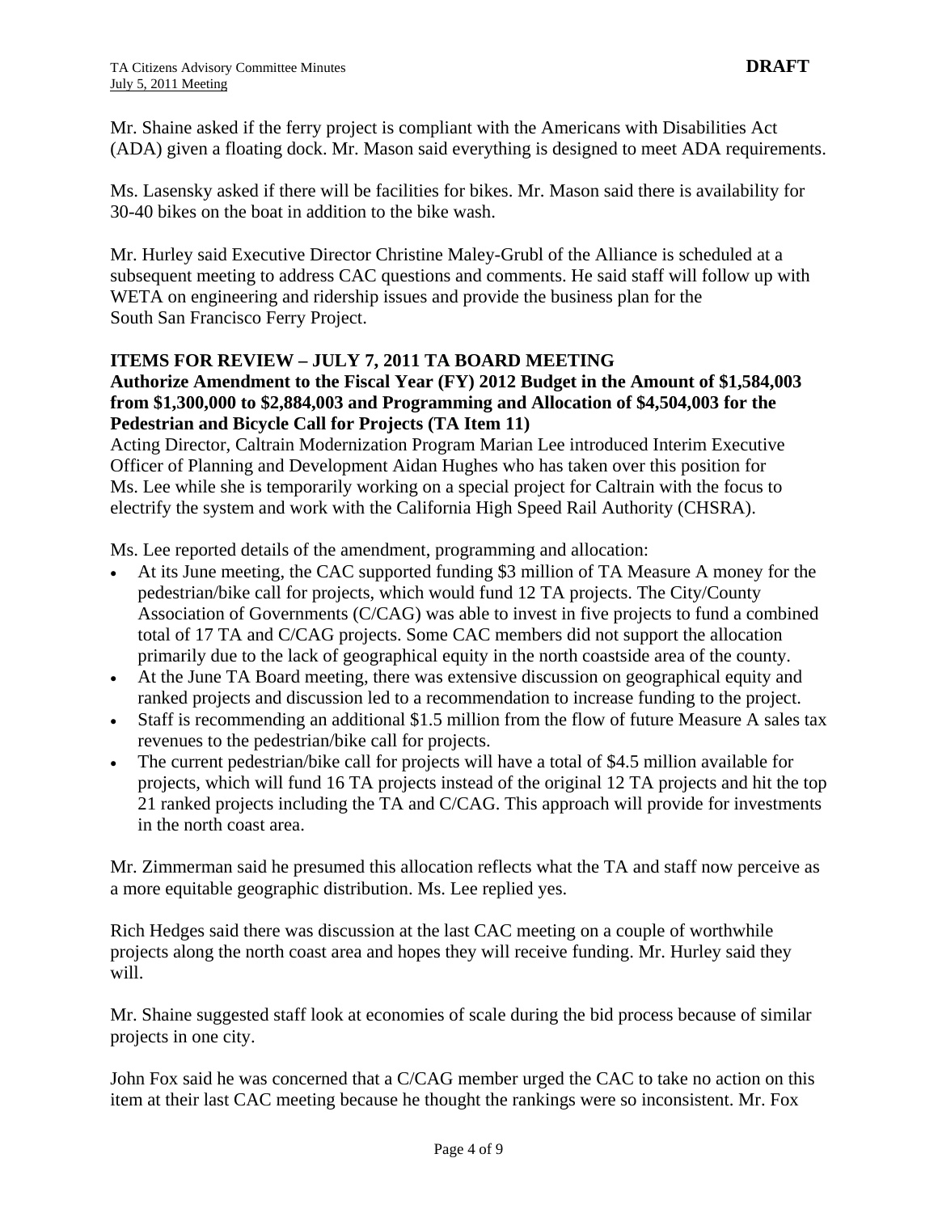Mr. Shaine asked if the ferry project is compliant with the Americans with Disabilities Act (ADA) given a floating dock. Mr. Mason said everything is designed to meet ADA requirements.

Ms. Lasensky asked if there will be facilities for bikes. Mr. Mason said there is availability for 30-40 bikes on the boat in addition to the bike wash.

Mr. Hurley said Executive Director Christine Maley-Grubl of the Alliance is scheduled at a subsequent meeting to address CAC questions and comments. He said staff will follow up with WETA on engineering and ridership issues and provide the business plan for the South San Francisco Ferry Project.

**ITEMS FOR REVIEW – JULY 7, 2011 TA BOARD MEETING**

**Authorize Amendment to the Fiscal Year (FY) 2012 Budget in the Amount of $1,584,003 from $1,300,000 to $2,884,003 and Programming and Allocation of $4,504,003 for the Pedestrian and Bicycle Call for Projects (TA Item 11)**

Acting Director, Caltrain Modernization Program Marian Lee introduced Interim Executive Officer of Planning and Development Aidan Hughes who has taken over this position for Ms. Lee while she is temporarily working on a special project for Caltrain with the focus to electrify the system and work with the California High Speed Rail Authority (CHSRA).

Ms. Lee reported details of the amendment, programming and allocation:

- At its June meeting, the CAC supported funding $3 million of TA Measure A money for the pedestrian/bike call for projects, which would fund 12 TA projects. The City/County Association of Governments (C/CAG) was able to invest in five projects to fund a combined total of 17 TA and C/CAG projects. Some CAC members did not support the allocation primarily due to the lack of geographical equity in the north coastside area of the county.
- At the June TA Board meeting, there was extensive discussion on geographical equity and ranked projects and discussion led to a recommendation to increase funding to the project.
- Staff is recommending an additional $1.5 million from the flow of future Measure A sales tax revenues to the pedestrian/bike call for projects.
- The current pedestrian/bike call for projects will have a total of $4.5 million available for projects, which will fund 16 TA projects instead of the original 12 TA projects and hit the top 21 ranked projects including the TA and C/CAG. This approach will provide for investments in the north coast area.

Mr. Zimmerman said he presumed this allocation reflects what the TA and staff now perceive as a more equitable geographic distribution. Ms. Lee replied yes.

Rich Hedges said there was discussion at the last CAC meeting on a couple of worthwhile projects along the north coast area and hopes they will receive funding. Mr. Hurley said they will.

Mr. Shaine suggested staff look at economies of scale during the bid process because of similar projects in one city.

John Fox said he was concerned that a C/CAG member urged the CAC to take no action on this item at their last CAC meeting because he thought the rankings were so inconsistent. Mr. Fox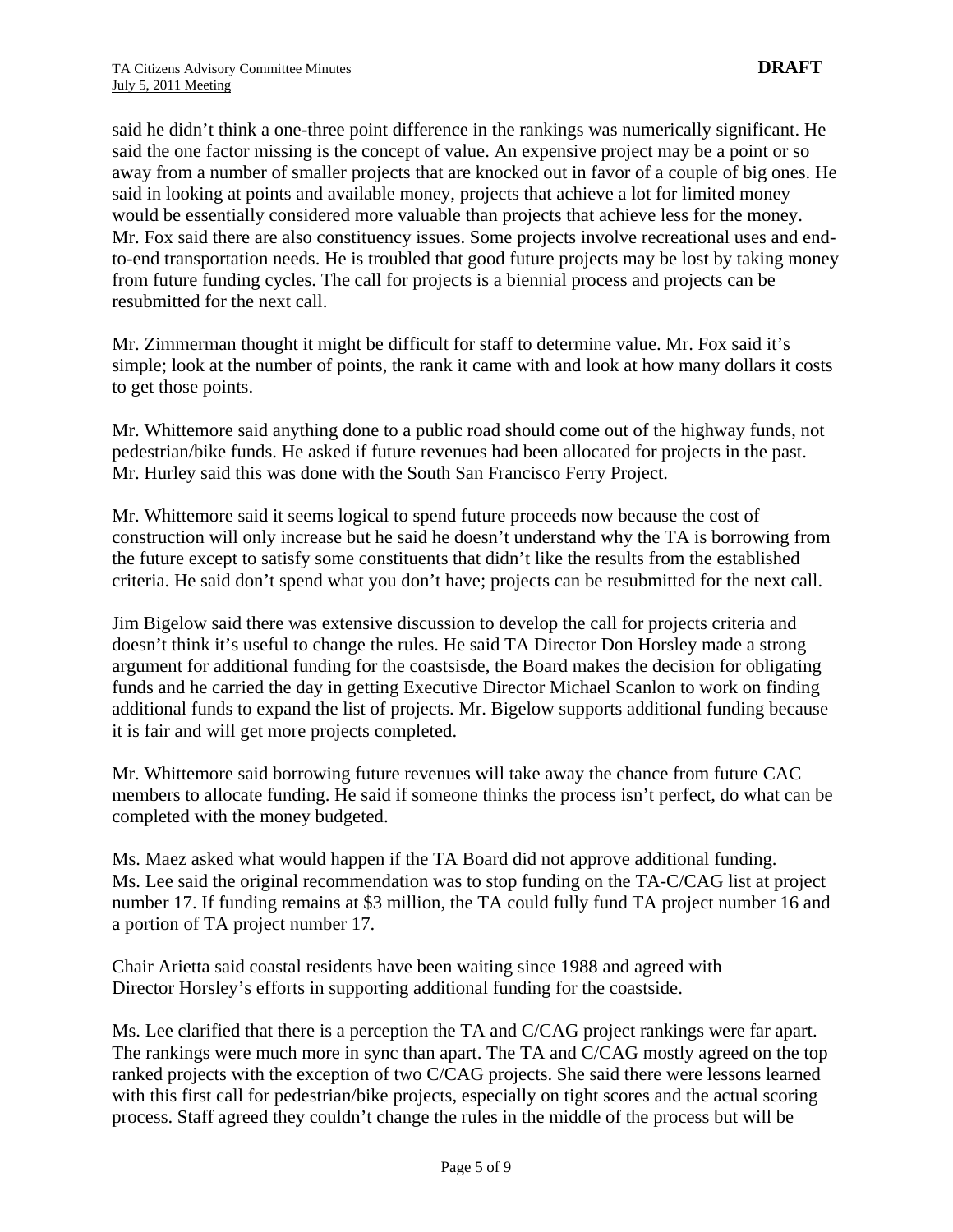said he didn't think a one-three point difference in the rankings was numerically significant. He said the one factor missing is the concept of value. An expensive project may be a point or so away from a number of smaller projects that are knocked out in favor of a couple of big ones. He said in looking at points and available money, projects that achieve a lot for limited money would be essentially considered more valuable than projects that achieve less for the money. Mr. Fox said there are also constituency issues. Some projects involve recreational uses and end-to-end transportation needs. He is troubled that good future projects may be lost by taking money from future funding cycles. The call for projects is a biennial process and projects can be resubmitted for the next call.

Mr. Zimmerman thought it might be difficult for staff to determine value. Mr. Fox said it's simple; look at the number of points, the rank it came with and look at how many dollars it costs to get those points.

Mr. Whittemore said anything done to a public road should come out of the highway funds, not pedestrian/bike funds. He asked if future revenues had been allocated for projects in the past. Mr. Hurley said this was done with the South San Francisco Ferry Project.

Mr. Whittemore said it seems logical to spend future proceeds now because the cost of construction will only increase but he said he doesn't understand why the TA is borrowing from the future except to satisfy some constituents that didn't like the results from the established criteria. He said don't spend what you don't have; projects can be resubmitted for the next call.

Jim Bigelow said there was extensive discussion to develop the call for projects criteria and doesn't think it's useful to change the rules. He said TA Director Don Horsley made a strong argument for additional funding for the coastsisde, the Board makes the decision for obligating funds and he carried the day in getting Executive Director Michael Scanlon to work on finding additional funds to expand the list of projects. Mr. Bigelow supports additional funding because it is fair and will get more projects completed.

Mr. Whittemore said borrowing future revenues will take away the chance from future CAC members to allocate funding. He said if someone thinks the process isn't perfect, do what can be completed with the money budgeted.

Ms. Maez asked what would happen if the TA Board did not approve additional funding. Ms. Lee said the original recommendation was to stop funding on the TA-C/CAG list at project number 17. If funding remains at $3 million, the TA could fully fund TA project number 16 and a portion of TA project number 17.

Chair Arietta said coastal residents have been waiting since 1988 and agreed with Director Horsley's efforts in supporting additional funding for the coastside.

Ms. Lee clarified that there is a perception the TA and C/CAG project rankings were far apart. The rankings were much more in sync than apart. The TA and C/CAG mostly agreed on the top ranked projects with the exception of two C/CAG projects. She said there were lessons learned with this first call for pedestrian/bike projects, especially on tight scores and the actual scoring process. Staff agreed they couldn't change the rules in the middle of the process but will be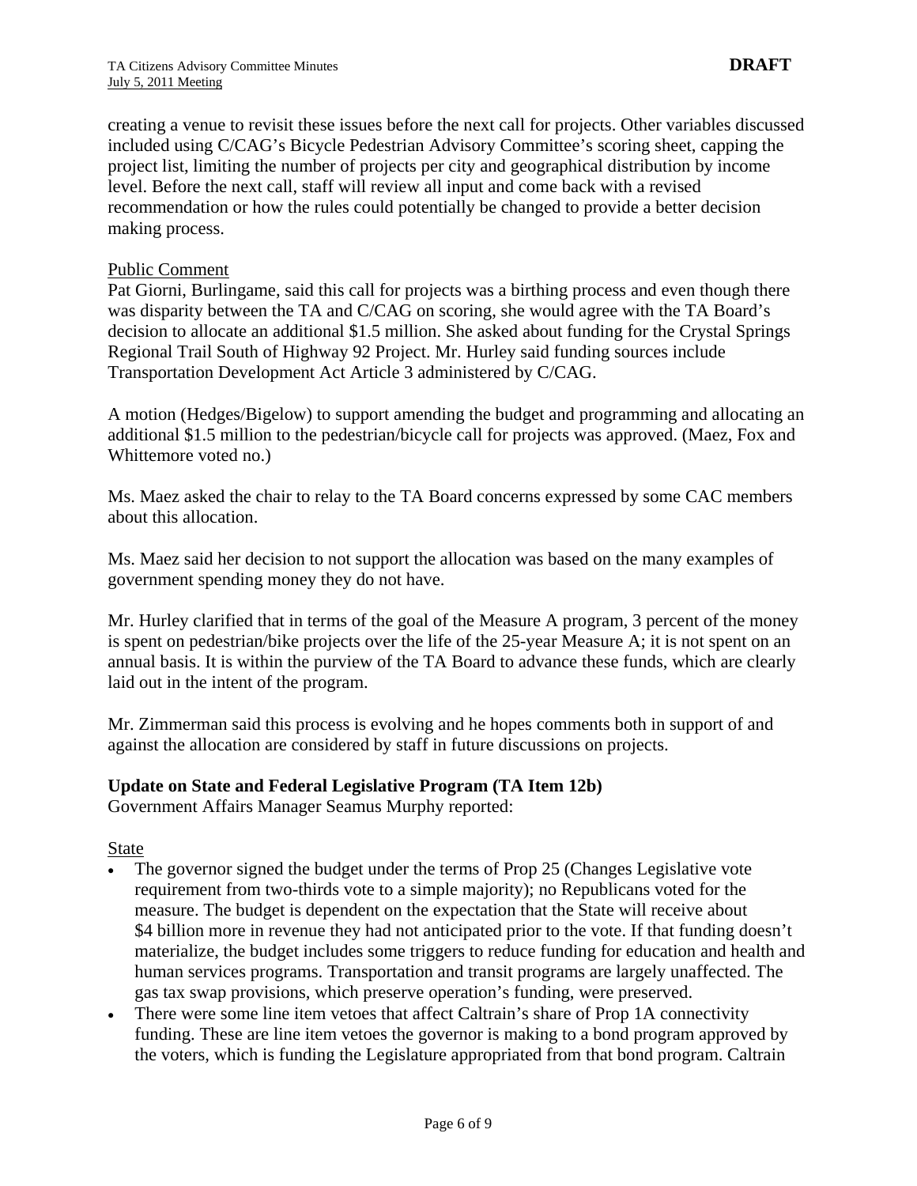creating a venue to revisit these issues before the next call for projects. Other variables discussed included using C/CAG's Bicycle Pedestrian Advisory Committee's scoring sheet, capping the project list, limiting the number of projects per city and geographical distribution by income level. Before the next call, staff will review all input and come back with a revised recommendation or how the rules could potentially be changed to provide a better decision making process.

Public Comment

Pat Giorni, Burlingame, said this call for projects was a birthing process and even though there was disparity between the TA and C/CAG on scoring, she would agree with the TA Board's decision to allocate an additional $1.5 million. She asked about funding for the Crystal Springs Regional Trail South of Highway 92 Project. Mr. Hurley said funding sources include Transportation Development Act Article 3 administered by C/CAG.

A motion (Hedges/Bigelow) to support amending the budget and programming and allocating an additional $1.5 million to the pedestrian/bicycle call for projects was approved. (Maez, Fox and Whittemore voted no.)

Ms. Maez asked the chair to relay to the TA Board concerns expressed by some CAC members about this allocation.

Ms. Maez said her decision to not support the allocation was based on the many examples of government spending money they do not have.

Mr. Hurley clarified that in terms of the goal of the Measure A program, 3 percent of the money is spent on pedestrian/bike projects over the life of the 25-year Measure A; it is not spent on an annual basis. It is within the purview of the TA Board to advance these funds, which are clearly laid out in the intent of the program.

Mr. Zimmerman said this process is evolving and he hopes comments both in support of and against the allocation are considered by staff in future discussions on projects.

**Update on State and Federal Legislative Program (TA Item 12b)**

Government Affairs Manager Seamus Murphy reported:

State

- The governor signed the budget under the terms of Prop 25 (Changes Legislative vote requirement from two-thirds vote to a simple majority); no Republicans voted for the measure. The budget is dependent on the expectation that the State will receive about $4 billion more in revenue they had not anticipated prior to the vote. If that funding doesn't materialize, the budget includes some triggers to reduce funding for education and health and human services programs. Transportation and transit programs are largely unaffected. The gas tax swap provisions, which preserve operation's funding, were preserved.
- There were some line item vetoes that affect Caltrain's share of Prop 1A connectivity funding. These are line item vetoes the governor is making to a bond program approved by the voters, which is funding the Legislature appropriated from that bond program. Caltrain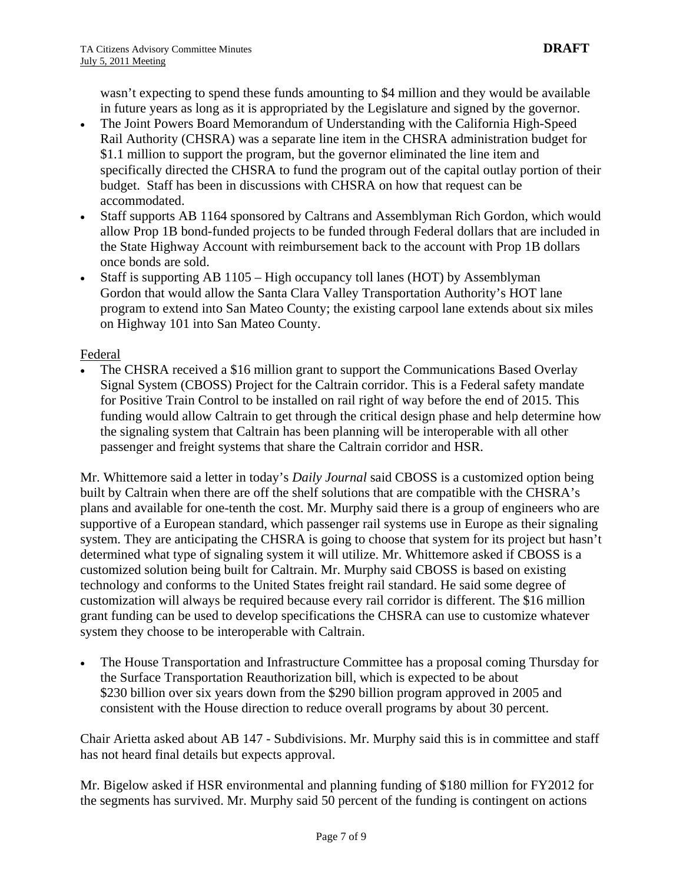wasn't expecting to spend these funds amounting to $4 million and they would be available in future years as long as it is appropriated by the Legislature and signed by the governor.

- The Joint Powers Board Memorandum of Understanding with the California High-Speed Rail Authority (CHSRA) was a separate line item in the CHSRA administration budget for $1.1 million to support the program, but the governor eliminated the line item and specifically directed the CHSRA to fund the program out of the capital outlay portion of their budget. Staff has been in discussions with CHSRA on how that request can be accommodated.
- Staff supports AB 1164 sponsored by Caltrans and Assemblyman Rich Gordon, which would allow Prop 1B bond-funded projects to be funded through Federal dollars that are included in the State Highway Account with reimbursement back to the account with Prop 1B dollars once bonds are sold.
- Staff is supporting AB 1105 – High occupancy toll lanes (HOT) by Assemblyman Gordon that would allow the Santa Clara Valley Transportation Authority's HOT lane program to extend into San Mateo County; the existing carpool lane extends about six miles on Highway 101 into San Mateo County.

Federal

- The CHSRA received a $16 million grant to support the Communications Based Overlay Signal System (CBOSS) Project for the Caltrain corridor. This is a Federal safety mandate for Positive Train Control to be installed on rail right of way before the end of 2015. This funding would allow Caltrain to get through the critical design phase and help determine how the signaling system that Caltrain has been planning will be interoperable with all other passenger and freight systems that share the Caltrain corridor and HSR.

Mr. Whittemore said a letter in today's *Daily Journal* said CBOSS is a customized option being built by Caltrain when there are off the shelf solutions that are compatible with the CHSRA's plans and available for one-tenth the cost. Mr. Murphy said there is a group of engineers who are supportive of a European standard, which passenger rail systems use in Europe as their signaling system. They are anticipating the CHSRA is going to choose that system for its project but hasn't determined what type of signaling system it will utilize. Mr. Whittemore asked if CBOSS is a customized solution being built for Caltrain. Mr. Murphy said CBOSS is based on existing technology and conforms to the United States freight rail standard. He said some degree of customization will always be required because every rail corridor is different. The $16 million grant funding can be used to develop specifications the CHSRA can use to customize whatever system they choose to be interoperable with Caltrain.

- The House Transportation and Infrastructure Committee has a proposal coming Thursday for the Surface Transportation Reauthorization bill, which is expected to be about $230 billion over six years down from the $290 billion program approved in 2005 and consistent with the House direction to reduce overall programs by about 30 percent.

Chair Arietta asked about AB 147 - Subdivisions. Mr. Murphy said this is in committee and staff has not heard final details but expects approval.

Mr. Bigelow asked if HSR environmental and planning funding of $180 million for FY2012 for the segments has survived. Mr. Murphy said 50 percent of the funding is contingent on actions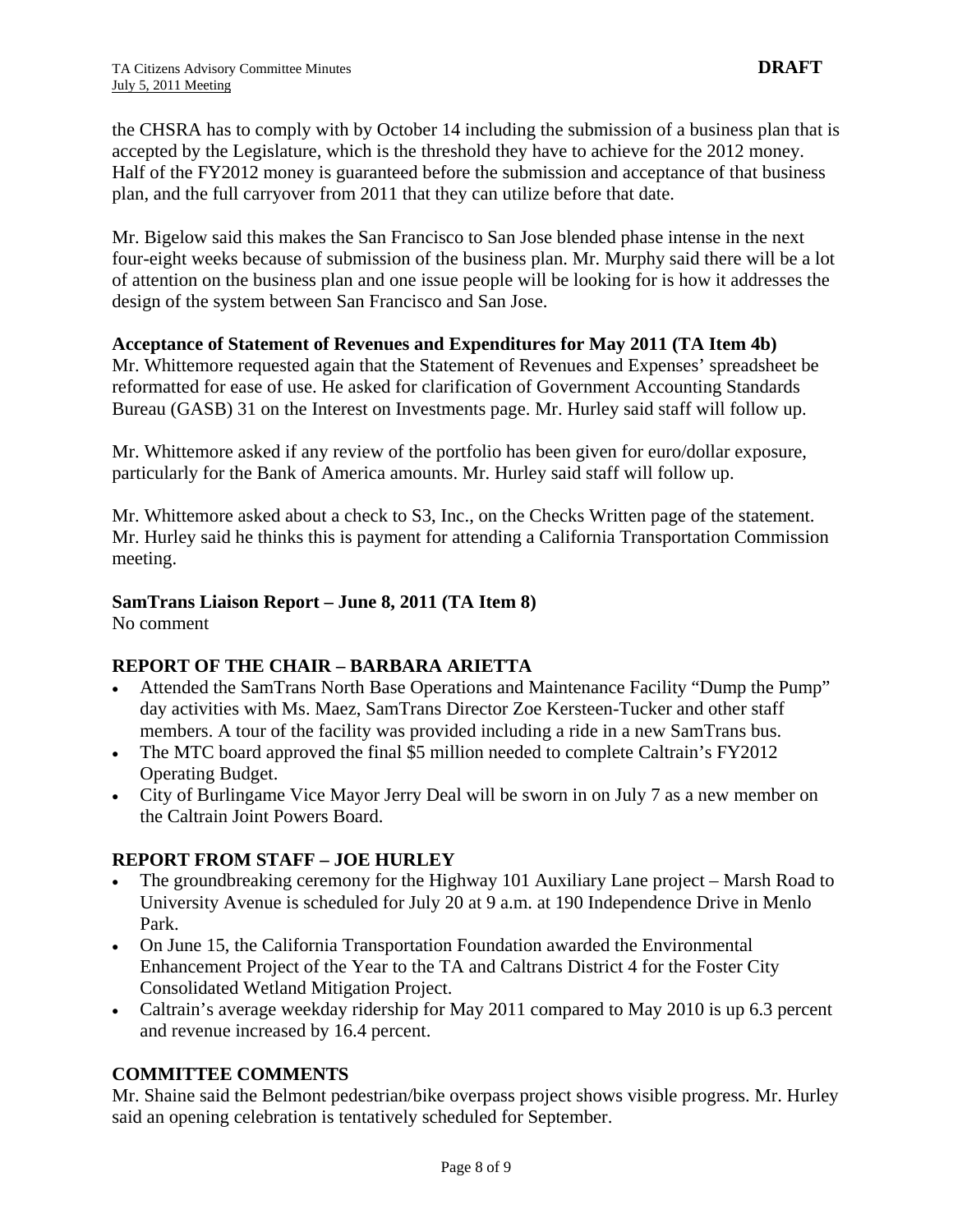the CHSRA has to comply with by October 14 including the submission of a business plan that is accepted by the Legislature, which is the threshold they have to achieve for the 2012 money. Half of the FY2012 money is guaranteed before the submission and acceptance of that business plan, and the full carryover from 2011 that they can utilize before that date.

Mr. Bigelow said this makes the San Francisco to San Jose blended phase intense in the next four-eight weeks because of submission of the business plan. Mr. Murphy said there will be a lot of attention on the business plan and one issue people will be looking for is how it addresses the design of the system between San Francisco and San Jose.

**Acceptance of Statement of Revenues and Expenditures for May 2011 (TA Item 4b)**
Mr. Whittemore requested again that the Statement of Revenues and Expenses' spreadsheet be reformatted for ease of use. He asked for clarification of Government Accounting Standards Bureau (GASB) 31 on the Interest on Investments page. Mr. Hurley said staff will follow up.

Mr. Whittemore asked if any review of the portfolio has been given for euro/dollar exposure, particularly for the Bank of America amounts. Mr. Hurley said staff will follow up.

Mr. Whittemore asked about a check to S3, Inc., on the Checks Written page of the statement. Mr. Hurley said he thinks this is payment for attending a California Transportation Commission meeting.

**SamTrans Liaison Report – June 8, 2011 (TA Item 8)**
No comment

## REPORT OF THE CHAIR – BARBARA ARIETTA

- Attended the SamTrans North Base Operations and Maintenance Facility "Dump the Pump" day activities with Ms. Maez, SamTrans Director Zoe Kersteen-Tucker and other staff members. A tour of the facility was provided including a ride in a new SamTrans bus.
- The MTC board approved the final $5 million needed to complete Caltrain's FY2012 Operating Budget.
- City of Burlingame Vice Mayor Jerry Deal will be sworn in on July 7 as a new member on the Caltrain Joint Powers Board.

## REPORT FROM STAFF – JOE HURLEY

- The groundbreaking ceremony for the Highway 101 Auxiliary Lane project – Marsh Road to University Avenue is scheduled for July 20 at 9 a.m. at 190 Independence Drive in Menlo Park.
- On June 15, the California Transportation Foundation awarded the Environmental Enhancement Project of the Year to the TA and Caltrans District 4 for the Foster City Consolidated Wetland Mitigation Project.
- Caltrain's average weekday ridership for May 2011 compared to May 2010 is up 6.3 percent and revenue increased by 16.4 percent.

## COMMITTEE COMMENTS

Mr. Shaine said the Belmont pedestrian/bike overpass project shows visible progress. Mr. Hurley said an opening celebration is tentatively scheduled for September.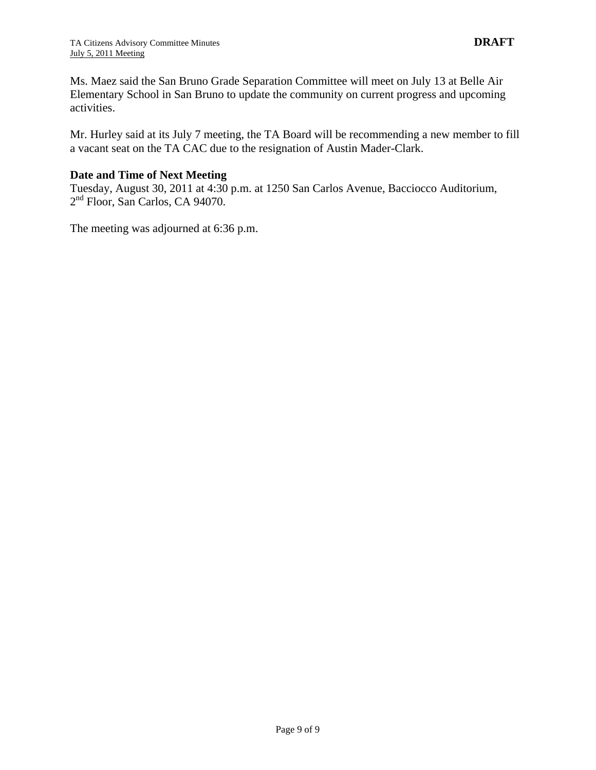Ms. Maez said the San Bruno Grade Separation Committee will meet on July 13 at Belle Air Elementary School in San Bruno to update the community on current progress and upcoming activities.

Mr. Hurley said at its July 7 meeting, the TA Board will be recommending a new member to fill a vacant seat on the TA CAC due to the resignation of Austin Mader-Clark.

**Date and Time of Next Meeting**
Tuesday, August 30, 2011 at 4:30 p.m. at 1250 San Carlos Avenue, Bacciocco Auditorium, 2nd Floor, San Carlos, CA 94070.

The meeting was adjourned at 6:36 p.m.